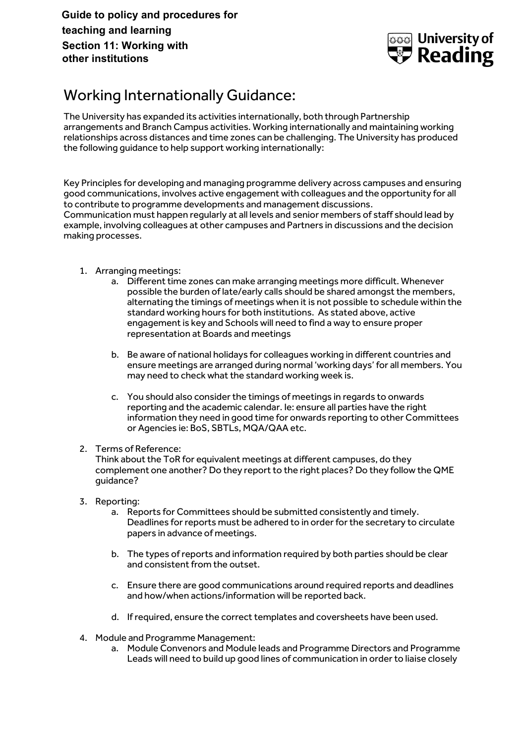**Guide to policy and procedures for teaching and learning**
**Section 11: Working with other institutions**

# Working Internationally Guidance:

The University has expanded its activities internationally, both through Partnership arrangements and Branch Campus activities. Working internationally and maintaining working relationships across distances and time zones can be challenging. The University has produced the following guidance to help support working internationally:

Key Principles for developing and managing programme delivery across campuses and ensuring good communications, involves active engagement with colleagues and the opportunity for all to contribute to programme developments and management discussions.
Communication must happen regularly at all levels and senior members of staff should lead by example, involving colleagues at other campuses and Partners in discussions and the decision making processes.

1. Arranging meetings:
   a. Different time zones can make arranging meetings more difficult. Whenever possible the burden of late/early calls should be shared amongst the members, alternating the timings of meetings when it is not possible to schedule within the standard working hours for both institutions. As stated above, active engagement is key and Schools will need to find a way to ensure proper representation at Boards and meetings

   b. Be aware of national holidays for colleagues working in different countries and ensure meetings are arranged during normal 'working days' for all members. You may need to check what the standard working week is.

   c. You should also consider the timings of meetings in regards to onwards reporting and the academic calendar. Ie: ensure all parties have the right information they need in good time for onwards reporting to other Committees or Agencies ie: BoS, SBTLs, MQA/QAA etc.

2. Terms of Reference:
   Think about the ToR for equivalent meetings at different campuses, do they complement one another? Do they report to the right places? Do they follow the QME guidance?

3. Reporting:
   a. Reports for Committees should be submitted consistently and timely. Deadlines for reports must be adhered to in order for the secretary to circulate papers in advance of meetings.

   b. The types of reports and information required by both parties should be clear and consistent from the outset.

   c. Ensure there are good communications around required reports and deadlines and how/when actions/information will be reported back.

   d. If required, ensure the correct templates and coversheets have been used.

4. Module and Programme Management:
   a. Module Convenors and Module leads and Programme Directors and Programme Leads will need to build up good lines of communication in order to liaise closely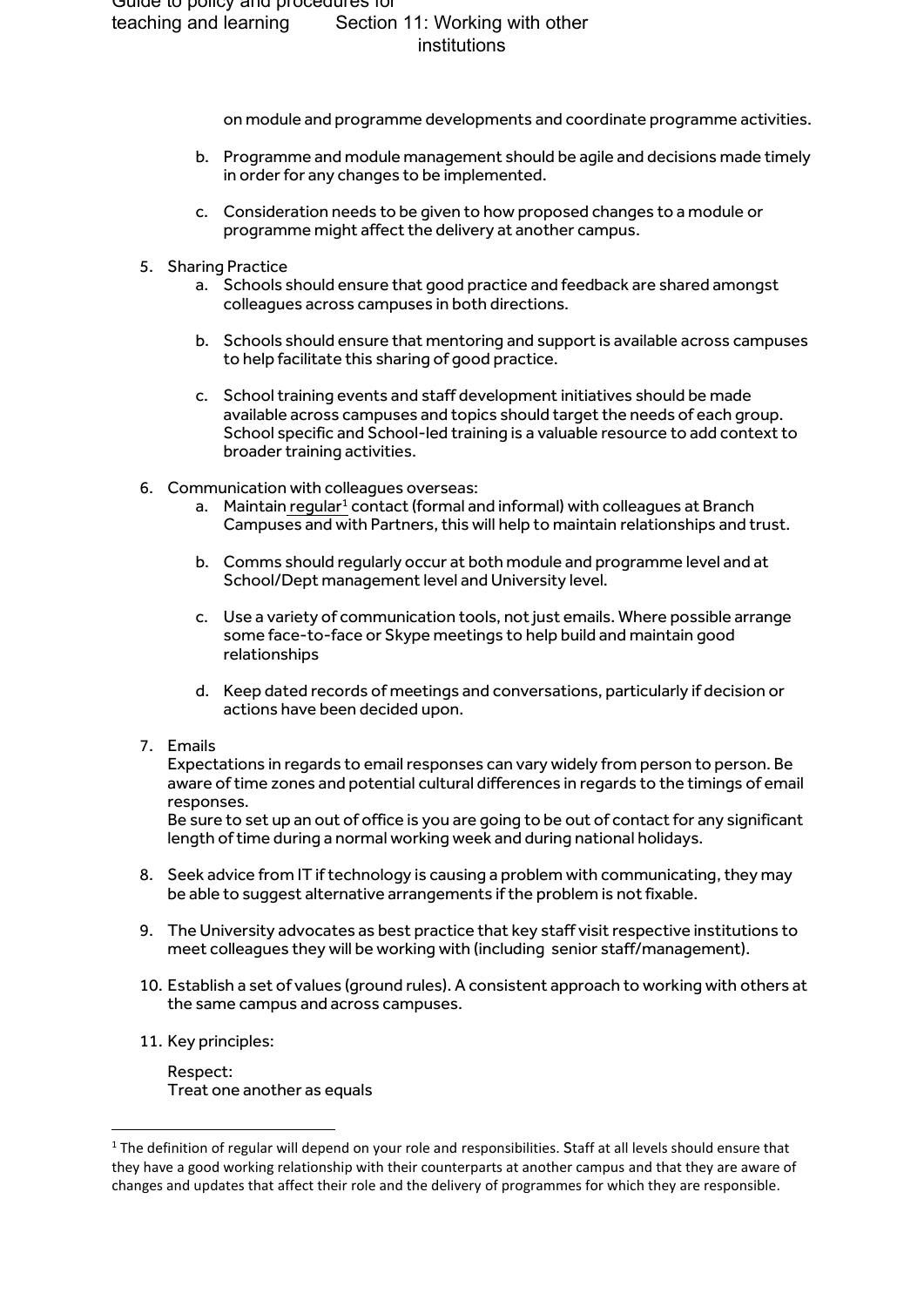on module and programme developments and coordinate programme activities.

b. Programme and module management should be agile and decisions made timely in order for any changes to be implemented.

c. Consideration needs to be given to how proposed changes to a module or programme might affect the delivery at another campus.

5. Sharing Practice
   a. Schools should ensure that good practice and feedback are shared amongst colleagues across campuses in both directions.

   b. Schools should ensure that mentoring and support is available across campuses to help facilitate this sharing of good practice.

   c. School training events and staff development initiatives should be made available across campuses and topics should target the needs of each group. School specific and School-led training is a valuable resource to add context to broader training activities.

6. Communication with colleagues overseas:
   a. Maintain regular[1] contact (formal and informal) with colleagues at Branch Campuses and with Partners, this will help to maintain relationships and trust.

   b. Comms should regularly occur at both module and programme level and at School/Dept management level and University level.

   c. Use a variety of communication tools, not just emails. Where possible arrange some face-to-face or Skype meetings to help build and maintain good relationships

   d. Keep dated records of meetings and conversations, particularly if decision or actions have been decided upon.

7. Emails
   Expectations in regards to email responses can vary widely from person to person. Be aware of time zones and potential cultural differences in regards to the timings of email responses.
   Be sure to set up an out of office is you are going to be out of contact for any significant length of time during a normal working week and during national holidays.

8. Seek advice from IT if technology is causing a problem with communicating, they may be able to suggest alternative arrangements if the problem is not fixable.

9. The University advocates as best practice that key staff visit respective institutions to meet colleagues they will be working with (including senior staff/management).

10. Establish a set of values (ground rules). A consistent approach to working with others at the same campus and across campuses.

11. Key principles:

    Respect:
    Treat one another as equals

---

[1] The definition of regular will depend on your role and responsibilities. Staff at all levels should ensure that they have a good working relationship with their counterparts at another campus and that they are aware of changes and updates that affect their role and the delivery of programmes for which they are responsible.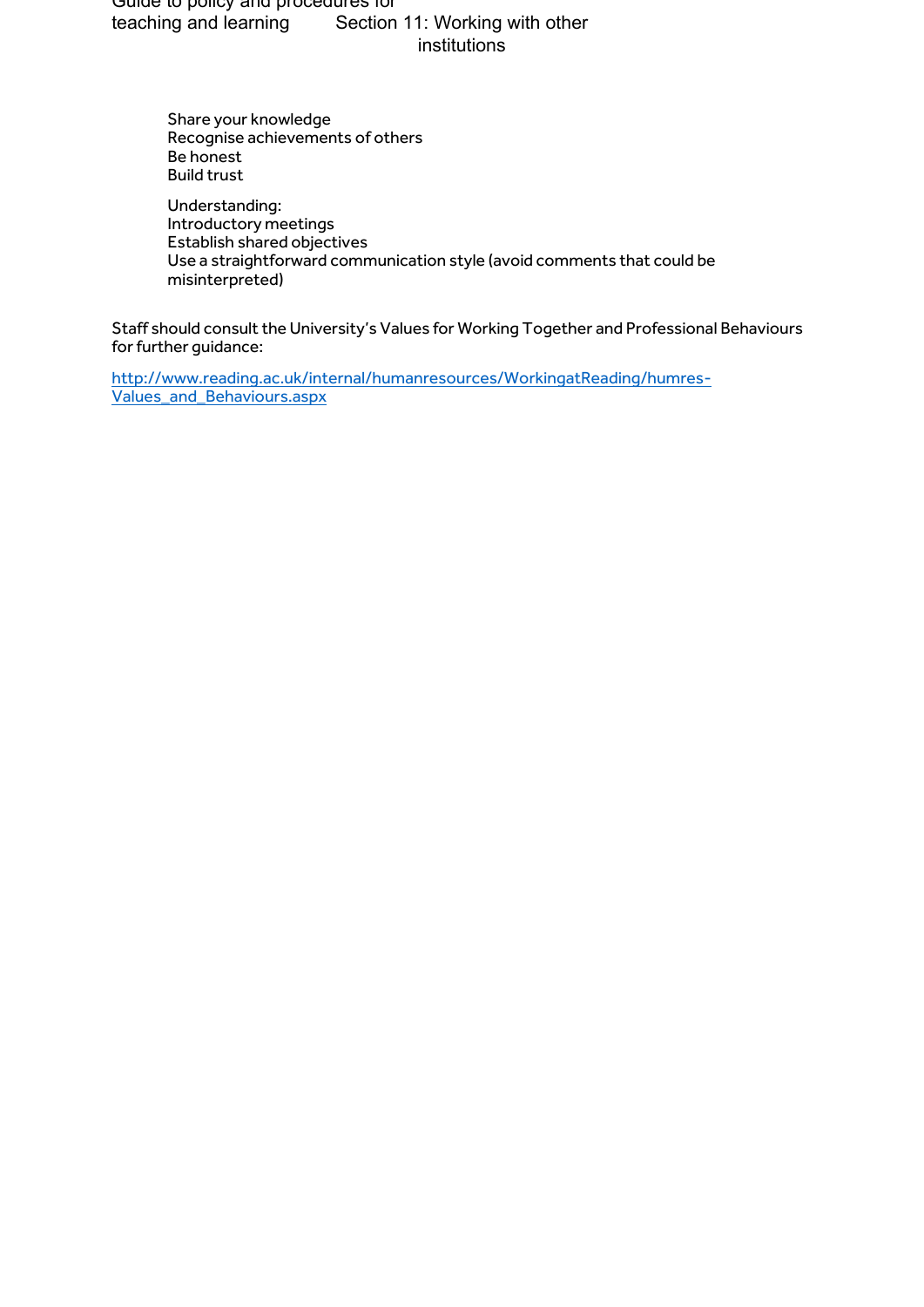Share your knowledge
Recognise achievements of others
Be honest
Build trust

Understanding:
Introductory meetings
Establish shared objectives
Use a straightforward communication style (avoid comments that could be misinterpreted)

Staff should consult the University's Values for Working Together and Professional Behaviours for further guidance:

[http://www.reading.ac.uk/internal/humanresources/WorkingatReading/humres-Values_and_Behaviours.aspx](http://www.reading.ac.uk/internal/humanresources/WorkingatReading/humres-Values_and_Behaviours.aspx)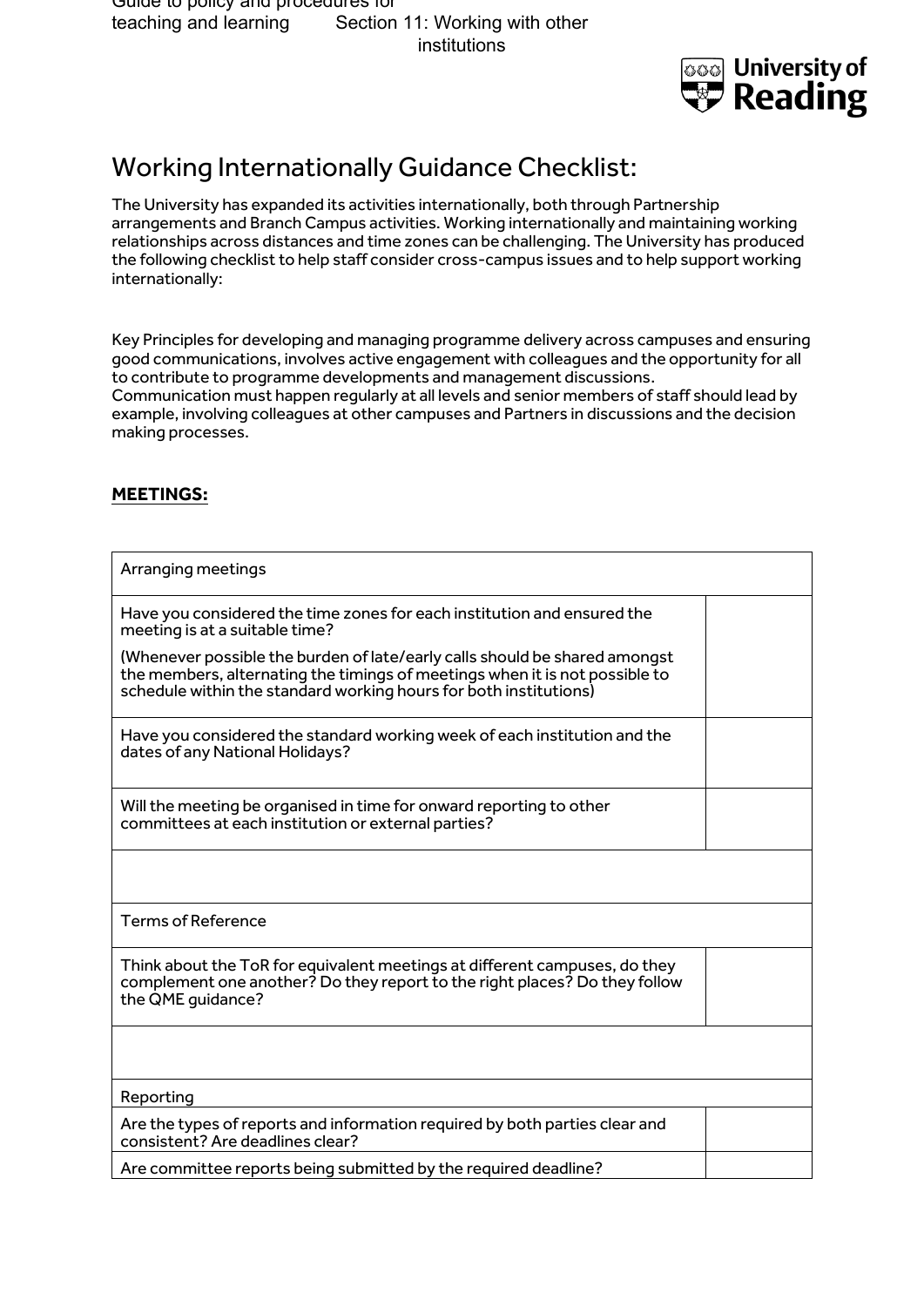# Working Internationally Guidance Checklist:

The University has expanded its activities internationally, both through Partnership arrangements and Branch Campus activities. Working internationally and maintaining working relationships across distances and time zones can be challenging. The University has produced the following checklist to help staff consider cross-campus issues and to help support working internationally:

Key Principles for developing and managing programme delivery across campuses and ensuring good communications, involves active engagement with colleagues and the opportunity for all to contribute to programme developments and management discussions. Communication must happen regularly at all levels and senior members of staff should lead by example, involving colleagues at other campuses and Partners in discussions and the decision making processes.

**MEETINGS:**

| Arranging meetings | |
|---|---|
| Have you considered the time zones for each institution and ensured the meeting is at a suitable time?<br><br>(Whenever possible the burden of late/early calls should be shared amongst the members, alternating the timings of meetings when it is not possible to schedule within the standard working hours for both institutions) | |
| Have you considered the standard working week of each institution and the dates of any National Holidays? | |
| Will the meeting be organised in time for onward reporting to other committees at each institution or external parties? | |
| | |
| Terms of Reference | |
| Think about the ToR for equivalent meetings at different campuses, do they complement one another? Do they report to the right places? Do they follow the QME guidance? | |
| | |
| Reporting | |
| Are the types of reports and information required by both parties clear and consistent? Are deadlines clear? | |
| Are committee reports being submitted by the required deadline? | |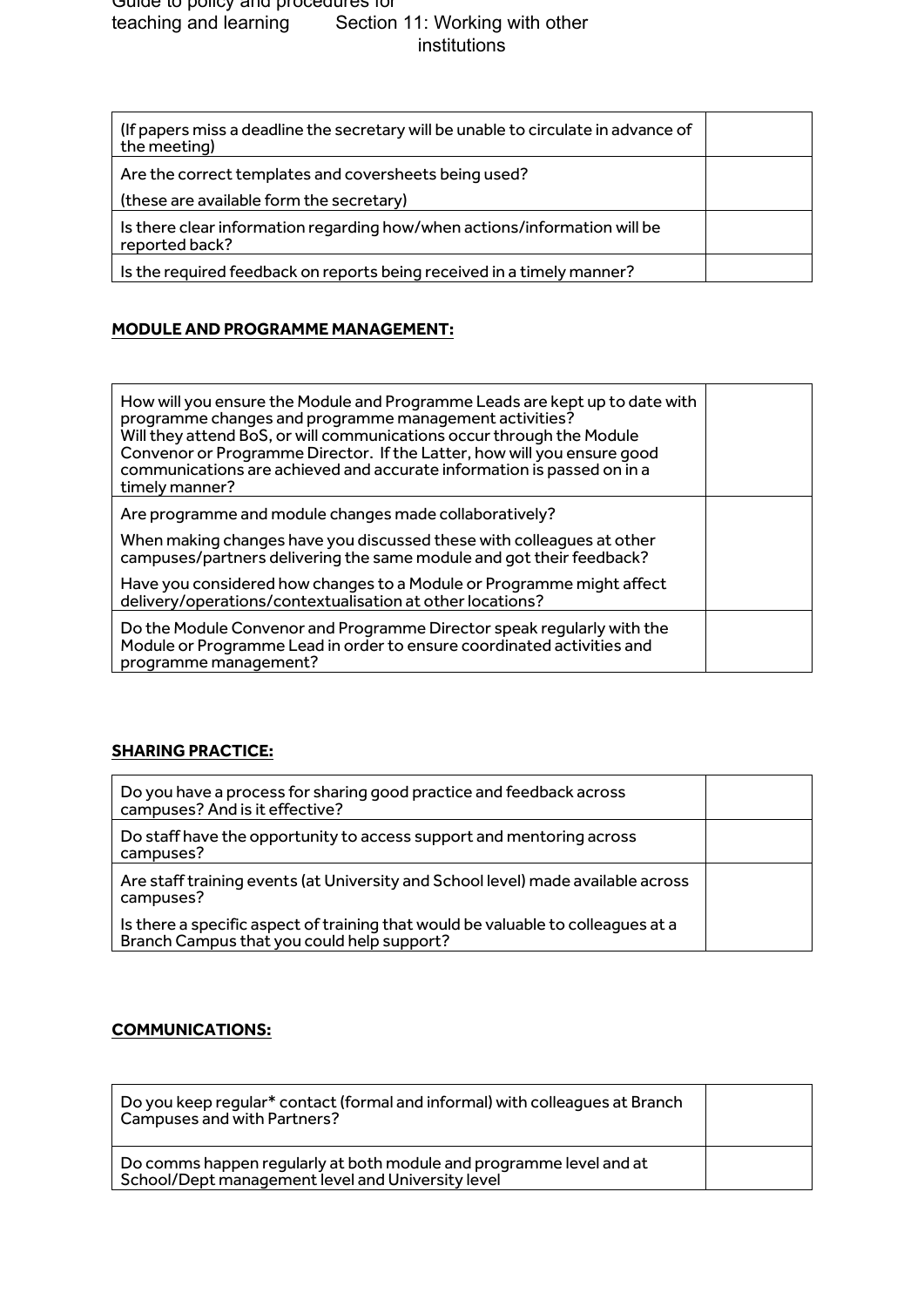| | |
|---|---|
| (If papers miss a deadline the secretary will be unable to circulate in advance of the meeting) | |
| Are the correct templates and coversheets being used?<br>(these are available form the secretary) | |
| Is there clear information regarding how/when actions/information will be reported back? | |
| Is the required feedback on reports being received in a timely manner? | |

**MODULE AND PROGRAMME MANAGEMENT:**

| | |
|---|---|
| How will you ensure the Module and Programme Leads are kept up to date with programme changes and programme management activities?<br>Will they attend BoS, or will communications occur through the Module Convenor or Programme Director. If the Latter, how will you ensure good communications are achieved and accurate information is passed on in a timely manner? | |
| Are programme and module changes made collaboratively?<br>When making changes have you discussed these with colleagues at other campuses/partners delivering the same module and got their feedback?<br>Have you considered how changes to a Module or Programme might affect delivery/operations/contextualisation at other locations? | |
| Do the Module Convenor and Programme Director speak regularly with the Module or Programme Lead in order to ensure coordinated activities and programme management? | |

**SHARING PRACTICE:**

| | |
|---|---|
| Do you have a process for sharing good practice and feedback across campuses? And is it effective? | |
| Do staff have the opportunity to access support and mentoring across campuses? | |
| Are staff training events (at University and School level) made available across campuses?<br>Is there a specific aspect of training that would be valuable to colleagues at a Branch Campus that you could help support? | |

**COMMUNICATIONS:**

| | |
|---|---|
| Do you keep regular* contact (formal and informal) with colleagues at Branch Campuses and with Partners? | |
| Do comms happen regularly at both module and programme level and at School/Dept management level and University level | |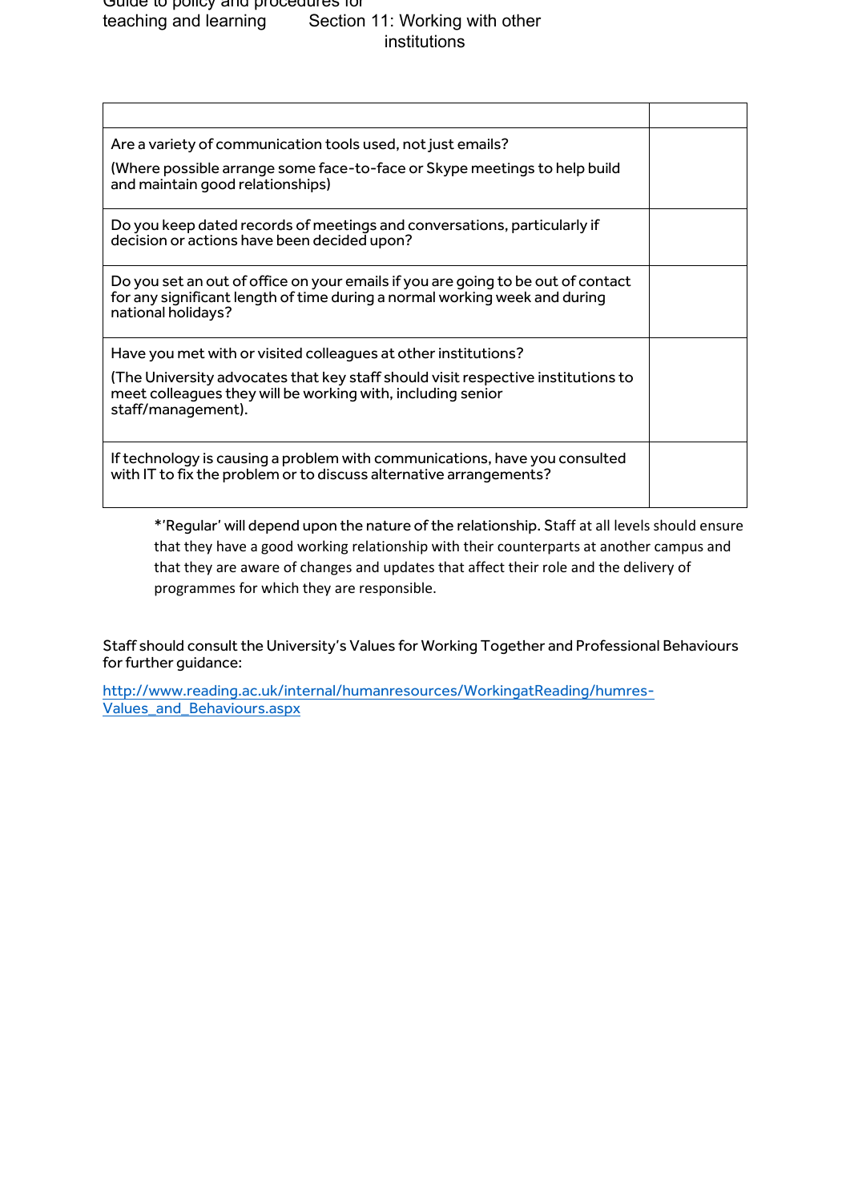| | |
|---|---|
| Are a variety of communication tools used, not just emails?<br><br>(Where possible arrange some face-to-face or Skype meetings to help build and maintain good relationships) | |
| Do you keep dated records of meetings and conversations, particularly if decision or actions have been decided upon? | |
| Do you set an out of office on your emails if you are going to be out of contact for any significant length of time during a normal working week and during national holidays? | |
| Have you met with or visited colleagues at other institutions?<br><br>(The University advocates that key staff should visit respective institutions to meet colleagues they will be working with, including senior staff/management). | |
| If technology is causing a problem with communications, have you consulted with IT to fix the problem or to discuss alternative arrangements? | |

*'Regular' will depend upon the nature of the relationship. Staff at all levels should ensure that they have a good working relationship with their counterparts at another campus and that they are aware of changes and updates that affect their role and the delivery of programmes for which they are responsible.

Staff should consult the University's Values for Working Together and Professional Behaviours for further guidance:

http://www.reading.ac.uk/internal/humanresources/WorkingatReading/humres-Values_and_Behaviours.aspx